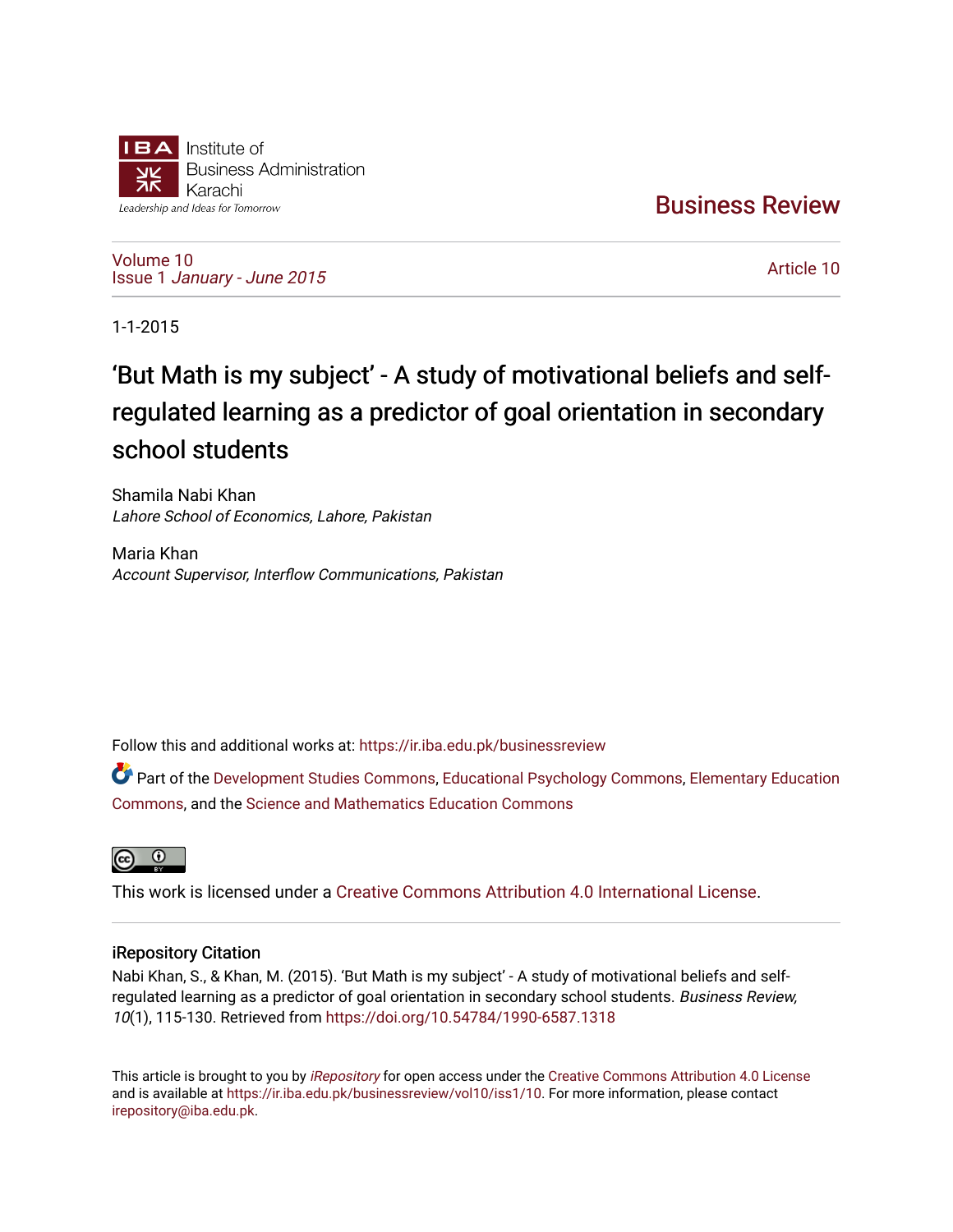Institute of Business Administration Karachi

Leadership and Ideas for Tomorrow

**Business Review**

Volume 10
Issue 1 *January - June 2015*

Article 10

1-1-2015

# 'But Math is my subject' - A study of motivational beliefs and self-regulated learning as a predictor of goal orientation in secondary school students

Shamila Nabi Khan
*Lahore School of Economics, Lahore, Pakistan*

Maria Khan
*Account Supervisor, Interflow Communications, Pakistan*

Follow this and additional works at: https://ir.iba.edu.pk/businessreview

Part of the Development Studies Commons, Educational Psychology Commons, Elementary Education Commons, and the Science and Mathematics Education Commons

This work is licensed under a Creative Commons Attribution 4.0 International License.

## iRepository Citation

Nabi Khan, S., & Khan, M. (2015). 'But Math is my subject' - A study of motivational beliefs and self-regulated learning as a predictor of goal orientation in secondary school students. *Business Review, 10*(1), 115-130. Retrieved from https://doi.org/10.54784/1990-6587.1318

This article is brought to you by *iRepository* for open access under the Creative Commons Attribution 4.0 License and is available at https://ir.iba.edu.pk/businessreview/vol10/iss1/10. For more information, please contact irepository@iba.edu.pk.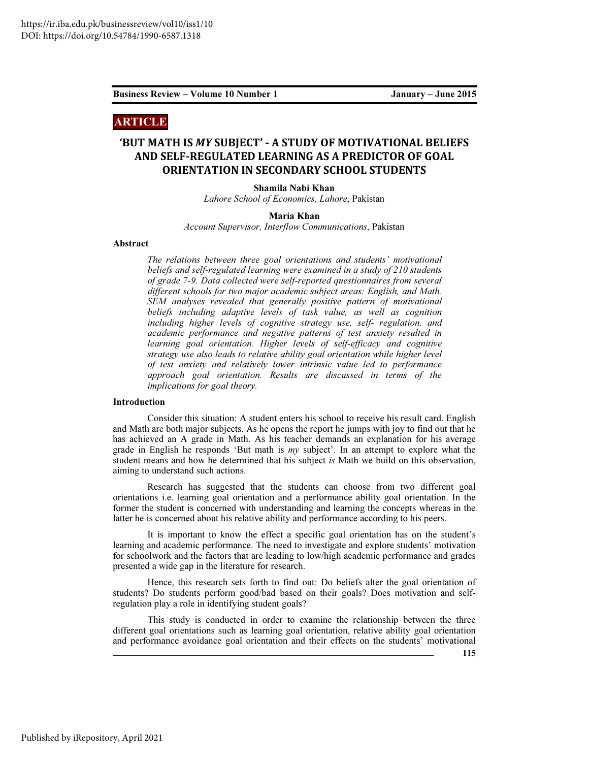ARTICLE

# 'BUT MATH IS *MY* SUBJECT' - A STUDY OF MOTIVATIONAL BELIEFS AND SELF-REGULATED LEARNING AS A PREDICTOR OF GOAL ORIENTATION IN SECONDARY SCHOOL STUDENTS

**Shamila Nabi Khan**
*Lahore School of Economics, Lahore*, Pakistan

**Maria Khan**
*Account Supervisor, Interflow Communications*, Pakistan

**Abstract**

*The relations between three goal orientations and students' motivational beliefs and self-regulated learning were examined in a study of 210 students of grade 7-9. Data collected were self-reported questionnaires from several different schools for two major academic subject areas: English, and Math. SEM analyses revealed that generally positive pattern of motivational beliefs including adaptive levels of task value, as well as cognition including higher levels of cognitive strategy use, self- regulation, and academic performance and negative patterns of test anxiety resulted in learning goal orientation. Higher levels of self-efficacy and cognitive strategy use also leads to relative ability goal orientation while higher level of test anxiety and relatively lower intrinsic value led to performance approach goal orientation. Results are discussed in terms of the implications for goal theory.*

**Introduction**

Consider this situation: A student enters his school to receive his result card. English and Math are both major subjects. As he opens the report he jumps with joy to find out that he has achieved an A grade in Math. As his teacher demands an explanation for his average grade in English he responds 'But math is *my* subject'. In an attempt to explore what the student means and how he determined that his subject *is* Math we build on this observation, aiming to understand such actions.

Research has suggested that the students can choose from two different goal orientations i.e. learning goal orientation and a performance ability goal orientation. In the former the student is concerned with understanding and learning the concepts whereas in the latter he is concerned about his relative ability and performance according to his peers.

It is important to know the effect a specific goal orientation has on the student's learning and academic performance. The need to investigate and explore students' motivation for schoolwork and the factors that are leading to low/high academic performance and grades presented a wide gap in the literature for research.

Hence, this research sets forth to find out: Do beliefs alter the goal orientation of students? Do students perform good/bad based on their goals? Does motivation and self-regulation play a role in identifying student goals?

This study is conducted in order to examine the relationship between the three different goal orientations such as learning goal orientation, relative ability goal orientation and performance avoidance goal orientation and their effects on the students' motivational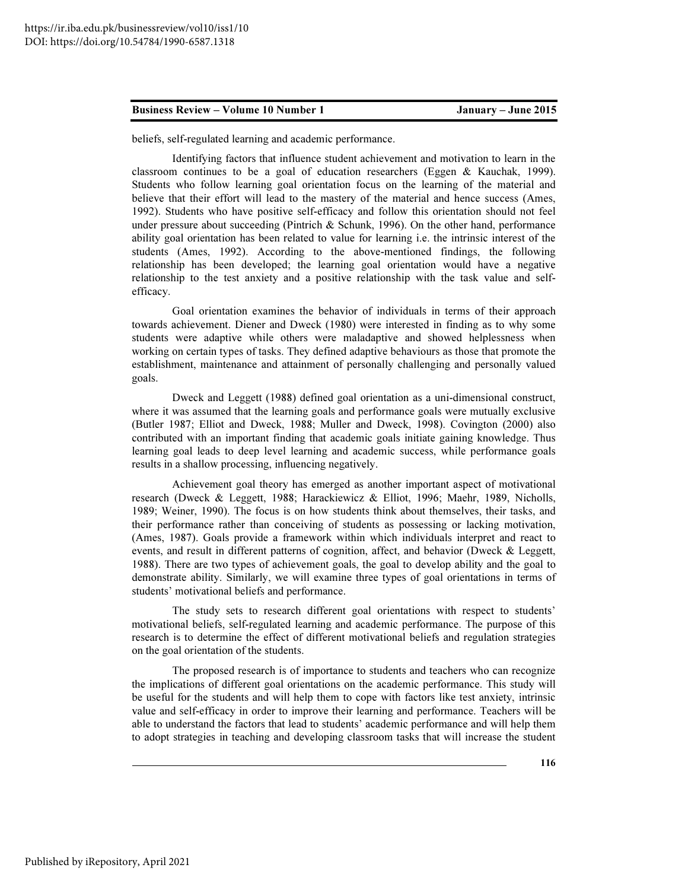beliefs, self-regulated learning and academic performance.

Identifying factors that influence student achievement and motivation to learn in the classroom continues to be a goal of education researchers (Eggen & Kauchak, 1999). Students who follow learning goal orientation focus on the learning of the material and believe that their effort will lead to the mastery of the material and hence success (Ames, 1992). Students who have positive self-efficacy and follow this orientation should not feel under pressure about succeeding (Pintrich & Schunk, 1996). On the other hand, performance ability goal orientation has been related to value for learning i.e. the intrinsic interest of the students (Ames, 1992). According to the above-mentioned findings, the following relationship has been developed; the learning goal orientation would have a negative relationship to the test anxiety and a positive relationship with the task value and self-efficacy.

Goal orientation examines the behavior of individuals in terms of their approach towards achievement. Diener and Dweck (1980) were interested in finding as to why some students were adaptive while others were maladaptive and showed helplessness when working on certain types of tasks. They defined adaptive behaviours as those that promote the establishment, maintenance and attainment of personally challenging and personally valued goals.

Dweck and Leggett (1988) defined goal orientation as a uni-dimensional construct, where it was assumed that the learning goals and performance goals were mutually exclusive (Butler 1987; Elliot and Dweck, 1988; Muller and Dweck, 1998). Covington (2000) also contributed with an important finding that academic goals initiate gaining knowledge. Thus learning goal leads to deep level learning and academic success, while performance goals results in a shallow processing, influencing negatively.

Achievement goal theory has emerged as another important aspect of motivational research (Dweck & Leggett, 1988; Harackiewicz & Elliot, 1996; Maehr, 1989, Nicholls, 1989; Weiner, 1990). The focus is on how students think about themselves, their tasks, and their performance rather than conceiving of students as possessing or lacking motivation, (Ames, 1987). Goals provide a framework within which individuals interpret and react to events, and result in different patterns of cognition, affect, and behavior (Dweck & Leggett, 1988). There are two types of achievement goals, the goal to develop ability and the goal to demonstrate ability. Similarly, we will examine three types of goal orientations in terms of students' motivational beliefs and performance.

The study sets to research different goal orientations with respect to students' motivational beliefs, self-regulated learning and academic performance. The purpose of this research is to determine the effect of different motivational beliefs and regulation strategies on the goal orientation of the students.

The proposed research is of importance to students and teachers who can recognize the implications of different goal orientations on the academic performance. This study will be useful for the students and will help them to cope with factors like test anxiety, intrinsic value and self-efficacy in order to improve their learning and performance. Teachers will be able to understand the factors that lead to students' academic performance and will help them to adopt strategies in teaching and developing classroom tasks that will increase the student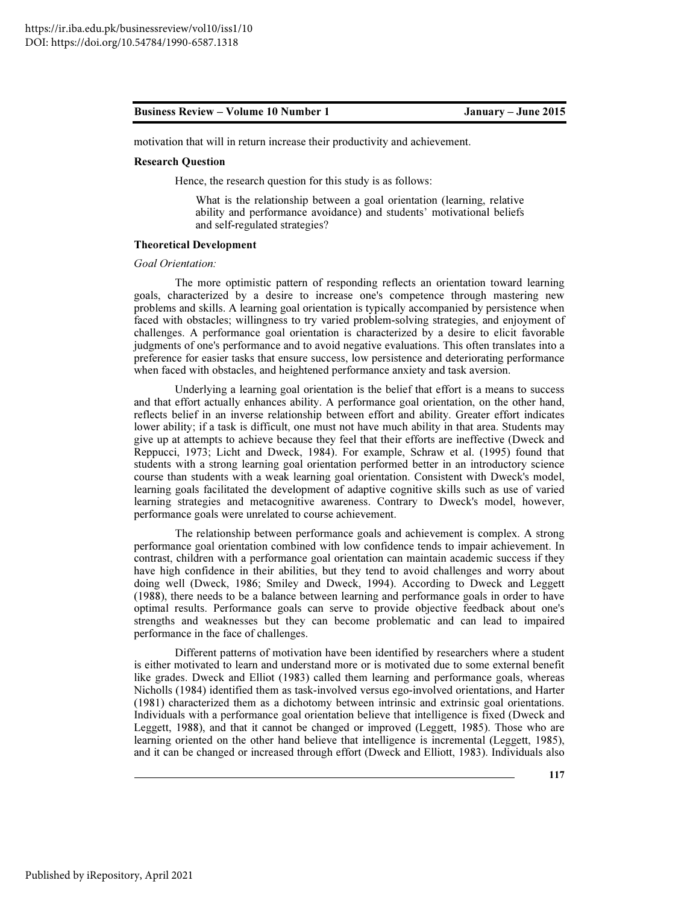motivation that will in return increase their productivity and achievement.

**Research Question**

Hence, the research question for this study is as follows:

> What is the relationship between a goal orientation (learning, relative ability and performance avoidance) and students' motivational beliefs and self-regulated strategies?

**Theoretical Development**

*Goal Orientation:*

The more optimistic pattern of responding reflects an orientation toward learning goals, characterized by a desire to increase one's competence through mastering new problems and skills. A learning goal orientation is typically accompanied by persistence when faced with obstacles; willingness to try varied problem-solving strategies, and enjoyment of challenges. A performance goal orientation is characterized by a desire to elicit favorable judgments of one's performance and to avoid negative evaluations. This often translates into a preference for easier tasks that ensure success, low persistence and deteriorating performance when faced with obstacles, and heightened performance anxiety and task aversion.

Underlying a learning goal orientation is the belief that effort is a means to success and that effort actually enhances ability. A performance goal orientation, on the other hand, reflects belief in an inverse relationship between effort and ability. Greater effort indicates lower ability; if a task is difficult, one must not have much ability in that area. Students may give up at attempts to achieve because they feel that their efforts are ineffective (Dweck and Reppucci, 1973; Licht and Dweck, 1984). For example, Schraw et al. (1995) found that students with a strong learning goal orientation performed better in an introductory science course than students with a weak learning goal orientation. Consistent with Dweck's model, learning goals facilitated the development of adaptive cognitive skills such as use of varied learning strategies and metacognitive awareness. Contrary to Dweck's model, however, performance goals were unrelated to course achievement.

The relationship between performance goals and achievement is complex. A strong performance goal orientation combined with low confidence tends to impair achievement. In contrast, children with a performance goal orientation can maintain academic success if they have high confidence in their abilities, but they tend to avoid challenges and worry about doing well (Dweck, 1986; Smiley and Dweck, 1994). According to Dweck and Leggett (1988), there needs to be a balance between learning and performance goals in order to have optimal results. Performance goals can serve to provide objective feedback about one's strengths and weaknesses but they can become problematic and can lead to impaired performance in the face of challenges.

Different patterns of motivation have been identified by researchers where a student is either motivated to learn and understand more or is motivated due to some external benefit like grades. Dweck and Elliot (1983) called them learning and performance goals, whereas Nicholls (1984) identified them as task-involved versus ego-involved orientations, and Harter (1981) characterized them as a dichotomy between intrinsic and extrinsic goal orientations. Individuals with a performance goal orientation believe that intelligence is fixed (Dweck and Leggett, 1988), and that it cannot be changed or improved (Leggett, 1985). Those who are learning oriented on the other hand believe that intelligence is incremental (Leggett, 1985), and it can be changed or increased through effort (Dweck and Elliott, 1983). Individuals also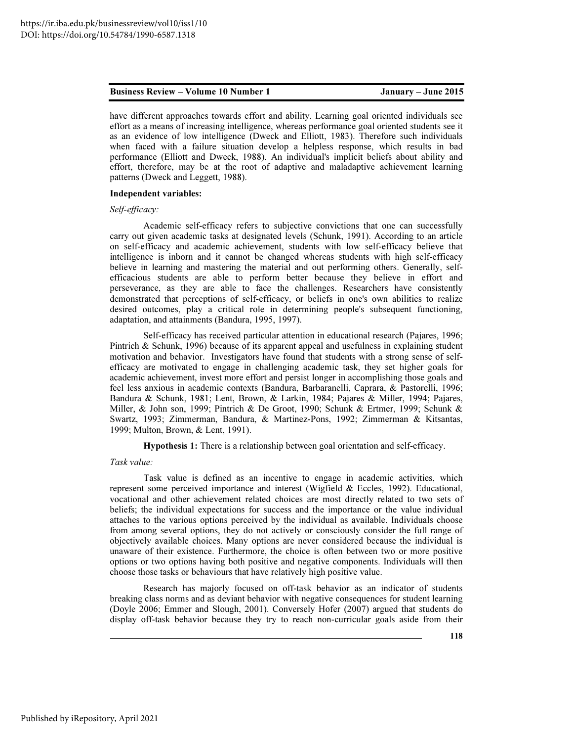have different approaches towards effort and ability. Learning goal oriented individuals see effort as a means of increasing intelligence, whereas performance goal oriented students see it as an evidence of low intelligence (Dweck and Elliott, 1983). Therefore such individuals when faced with a failure situation develop a helpless response, which results in bad performance (Elliott and Dweck, 1988). An individual's implicit beliefs about ability and effort, therefore, may be at the root of adaptive and maladaptive achievement learning patterns (Dweck and Leggett, 1988).

**Independent variables:**

*Self-efficacy:*

Academic self-efficacy refers to subjective convictions that one can successfully carry out given academic tasks at designated levels (Schunk, 1991). According to an article on self-efficacy and academic achievement, students with low self-efficacy believe that intelligence is inborn and it cannot be changed whereas students with high self-efficacy believe in learning and mastering the material and out performing others. Generally, self-efficacious students are able to perform better because they believe in effort and perseverance, as they are able to face the challenges. Researchers have consistently demonstrated that perceptions of self-efficacy, or beliefs in one's own abilities to realize desired outcomes, play a critical role in determining people's subsequent functioning, adaptation, and attainments (Bandura, 1995, 1997).

Self-efficacy has received particular attention in educational research (Pajares, 1996; Pintrich & Schunk, 1996) because of its apparent appeal and usefulness in explaining student motivation and behavior. Investigators have found that students with a strong sense of self-efficacy are motivated to engage in challenging academic task, they set higher goals for academic achievement, invest more effort and persist longer in accomplishing those goals and feel less anxious in academic contexts (Bandura, Barbaranelli, Caprara, & Pastorelli, 1996; Bandura & Schunk, 1981; Lent, Brown, & Larkin, 1984; Pajares & Miller, 1994; Pajares, Miller, & John son, 1999; Pintrich & De Groot, 1990; Schunk & Ertmer, 1999; Schunk & Swartz, 1993; Zimmerman, Bandura, & Martinez-Pons, 1992; Zimmerman & Kitsantas, 1999; Multon, Brown, & Lent, 1991).

**Hypothesis 1:** There is a relationship between goal orientation and self-efficacy.

*Task value:*

Task value is defined as an incentive to engage in academic activities, which represent some perceived importance and interest (Wigfield & Eccles, 1992). Educational, vocational and other achievement related choices are most directly related to two sets of beliefs; the individual expectations for success and the importance or the value individual attaches to the various options perceived by the individual as available. Individuals choose from among several options, they do not actively or consciously consider the full range of objectively available choices. Many options are never considered because the individual is unaware of their existence. Furthermore, the choice is often between two or more positive options or two options having both positive and negative components. Individuals will then choose those tasks or behaviours that have relatively high positive value.

Research has majorly focused on off-task behavior as an indicator of students breaking class norms and as deviant behavior with negative consequences for student learning (Doyle 2006; Emmer and Slough, 2001). Conversely Hofer (2007) argued that students do display off-task behavior because they try to reach non-curricular goals aside from their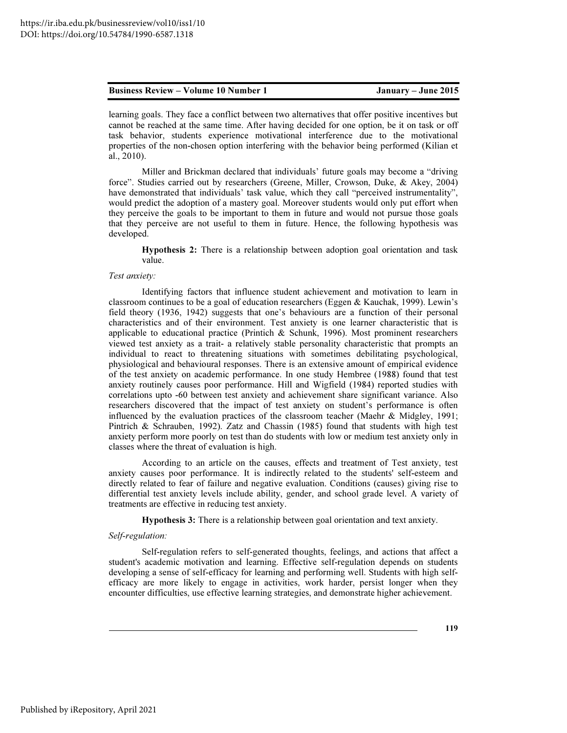learning goals. They face a conflict between two alternatives that offer positive incentives but cannot be reached at the same time. After having decided for one option, be it on task or off task behavior, students experience motivational interference due to the motivational properties of the non-chosen option interfering with the behavior being performed (Kilian et al., 2010).

Miller and Brickman declared that individuals' future goals may become a "driving force". Studies carried out by researchers (Greene, Miller, Crowson, Duke, & Akey, 2004) have demonstrated that individuals' task value, which they call "perceived instrumentality", would predict the adoption of a mastery goal. Moreover students would only put effort when they perceive the goals to be important to them in future and would not pursue those goals that they perceive are not useful to them in future. Hence, the following hypothesis was developed.

> **Hypothesis 2:** There is a relationship between adoption goal orientation and task value.

*Test anxiety:*

Identifying factors that influence student achievement and motivation to learn in classroom continues to be a goal of education researchers (Eggen & Kauchak, 1999). Lewin's field theory (1936, 1942) suggests that one's behaviours are a function of their personal characteristics and of their environment. Test anxiety is one learner characteristic that is applicable to educational practice (Printich & Schunk, 1996). Most prominent researchers viewed test anxiety as a trait- a relatively stable personality characteristic that prompts an individual to react to threatening situations with sometimes debilitating psychological, physiological and behavioural responses. There is an extensive amount of empirical evidence of the test anxiety on academic performance. In one study Hembree (1988) found that test anxiety routinely causes poor performance. Hill and Wigfield (1984) reported studies with correlations upto -60 between test anxiety and achievement share significant variance. Also researchers discovered that the impact of test anxiety on student's performance is often influenced by the evaluation practices of the classroom teacher (Maehr & Midgley, 1991; Pintrich & Schrauben, 1992). Zatz and Chassin (1985) found that students with high test anxiety perform more poorly on test than do students with low or medium test anxiety only in classes where the threat of evaluation is high.

According to an article on the causes, effects and treatment of Test anxiety, test anxiety causes poor performance. It is indirectly related to the students' self-esteem and directly related to fear of failure and negative evaluation. Conditions (causes) giving rise to differential test anxiety levels include ability, gender, and school grade level. A variety of treatments are effective in reducing test anxiety.

> **Hypothesis 3:** There is a relationship between goal orientation and text anxiety.

*Self-regulation:*

Self-regulation refers to self-generated thoughts, feelings, and actions that affect a student's academic motivation and learning. Effective self-regulation depends on students developing a sense of self-efficacy for learning and performing well. Students with high self-efficacy are more likely to engage in activities, work harder, persist longer when they encounter difficulties, use effective learning strategies, and demonstrate higher achievement.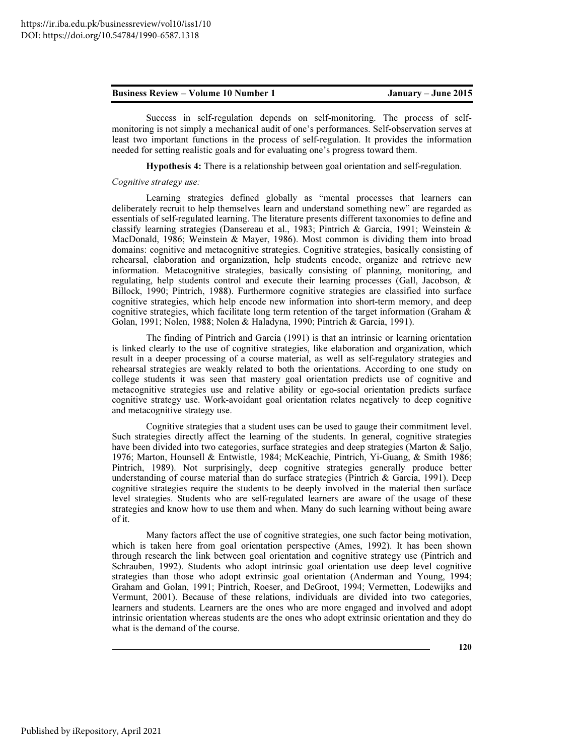Success in self-regulation depends on self-monitoring. The process of self-monitoring is not simply a mechanical audit of one's performances. Self-observation serves at least two important functions in the process of self-regulation. It provides the information needed for setting realistic goals and for evaluating one's progress toward them.

**Hypothesis 4:** There is a relationship between goal orientation and self-regulation.

*Cognitive strategy use:*

Learning strategies defined globally as "mental processes that learners can deliberately recruit to help themselves learn and understand something new" are regarded as essentials of self-regulated learning. The literature presents different taxonomies to define and classify learning strategies (Dansereau et al., 1983; Pintrich & Garcia, 1991; Weinstein & MacDonald, 1986; Weinstein & Mayer, 1986). Most common is dividing them into broad domains: cognitive and metacognitive strategies. Cognitive strategies, basically consisting of rehearsal, elaboration and organization, help students encode, organize and retrieve new information. Metacognitive strategies, basically consisting of planning, monitoring, and regulating, help students control and execute their learning processes (Gall, Jacobson, & Billock, 1990; Pintrich, 1988). Furthermore cognitive strategies are classified into surface cognitive strategies, which help encode new information into short-term memory, and deep cognitive strategies, which facilitate long term retention of the target information (Graham & Golan, 1991; Nolen, 1988; Nolen & Haladyna, 1990; Pintrich & Garcia, 1991).

The finding of Pintrich and Garcia (1991) is that an intrinsic or learning orientation is linked clearly to the use of cognitive strategies, like elaboration and organization, which result in a deeper processing of a course material, as well as self-regulatory strategies and rehearsal strategies are weakly related to both the orientations. According to one study on college students it was seen that mastery goal orientation predicts use of cognitive and metacognitive strategies use and relative ability or ego-social orientation predicts surface cognitive strategy use. Work-avoidant goal orientation relates negatively to deep cognitive and metacognitive strategy use.

Cognitive strategies that a student uses can be used to gauge their commitment level. Such strategies directly affect the learning of the students. In general, cognitive strategies have been divided into two categories, surface strategies and deep strategies (Marton & Saljo, 1976; Marton, Hounsell & Entwistle, 1984; McKeachie, Pintrich, Yi-Guang, & Smith 1986; Pintrich, 1989). Not surprisingly, deep cognitive strategies generally produce better understanding of course material than do surface strategies (Pintrich & Garcia, 1991). Deep cognitive strategies require the students to be deeply involved in the material then surface level strategies. Students who are self-regulated learners are aware of the usage of these strategies and know how to use them and when. Many do such learning without being aware of it.

Many factors affect the use of cognitive strategies, one such factor being motivation, which is taken here from goal orientation perspective (Ames, 1992). It has been shown through research the link between goal orientation and cognitive strategy use (Pintrich and Schrauben, 1992). Students who adopt intrinsic goal orientation use deep level cognitive strategies than those who adopt extrinsic goal orientation (Anderman and Young, 1994; Graham and Golan, 1991; Pintrich, Roeser, and DeGroot, 1994; Vermetten, Lodewijks and Vermunt, 2001). Because of these relations, individuals are divided into two categories, learners and students. Learners are the ones who are more engaged and involved and adopt intrinsic orientation whereas students are the ones who adopt extrinsic orientation and they do what is the demand of the course.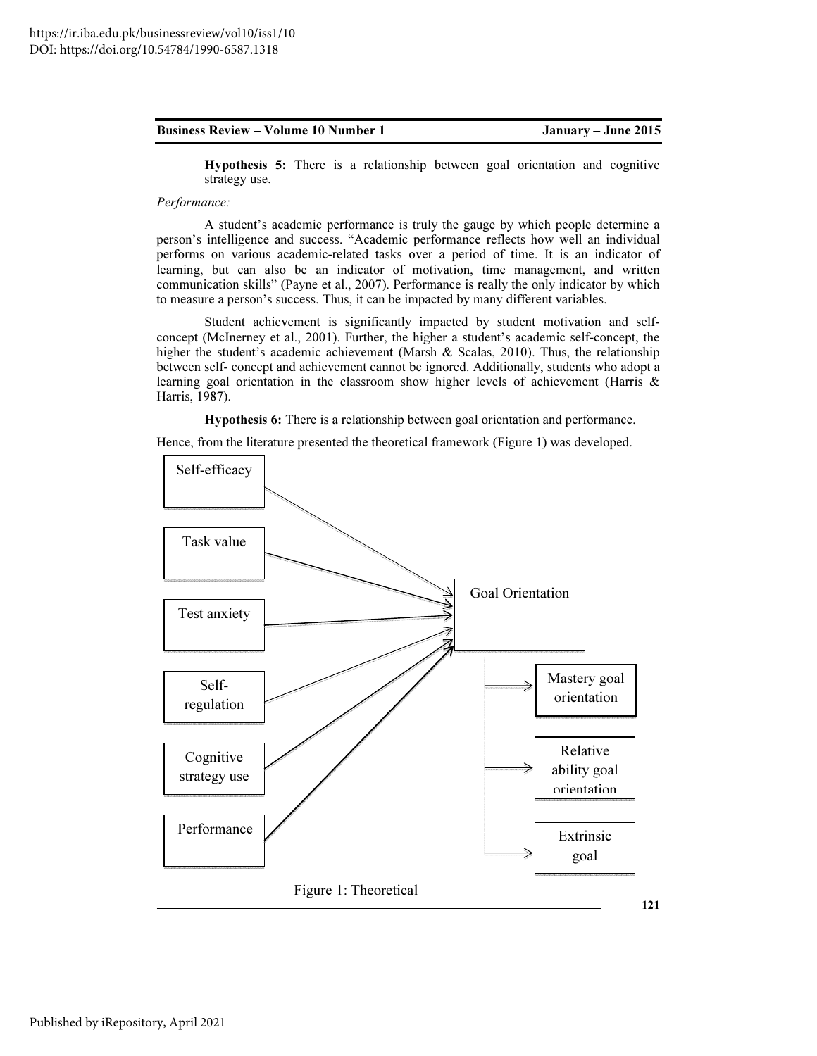**Hypothesis 5:** There is a relationship between goal orientation and cognitive strategy use.

*Performance:*

A student's academic performance is truly the gauge by which people determine a person's intelligence and success. "Academic performance reflects how well an individual performs on various academic-related tasks over a period of time. It is an indicator of learning, but can also be an indicator of motivation, time management, and written communication skills" (Payne et al., 2007). Performance is really the only indicator by which to measure a person's success. Thus, it can be impacted by many different variables.

Student achievement is significantly impacted by student motivation and self-concept (McInerney et al., 2001). Further, the higher a student's academic self-concept, the higher the student's academic achievement (Marsh & Scalas, 2010). Thus, the relationship between self- concept and achievement cannot be ignored. Additionally, students who adopt a learning goal orientation in the classroom show higher levels of achievement (Harris & Harris, 1987).

**Hypothesis 6:** There is a relationship between goal orientation and performance.

Hence, from the literature presented the theoretical framework (Figure 1) was developed.

Self-efficacy

Task value

Test anxiety

Self-regulation

Cognitive strategy use

Performance

Goal Orientation

Mastery goal orientation

Relative ability goal orientation

Extrinsic goal

Figure 1: Theoretical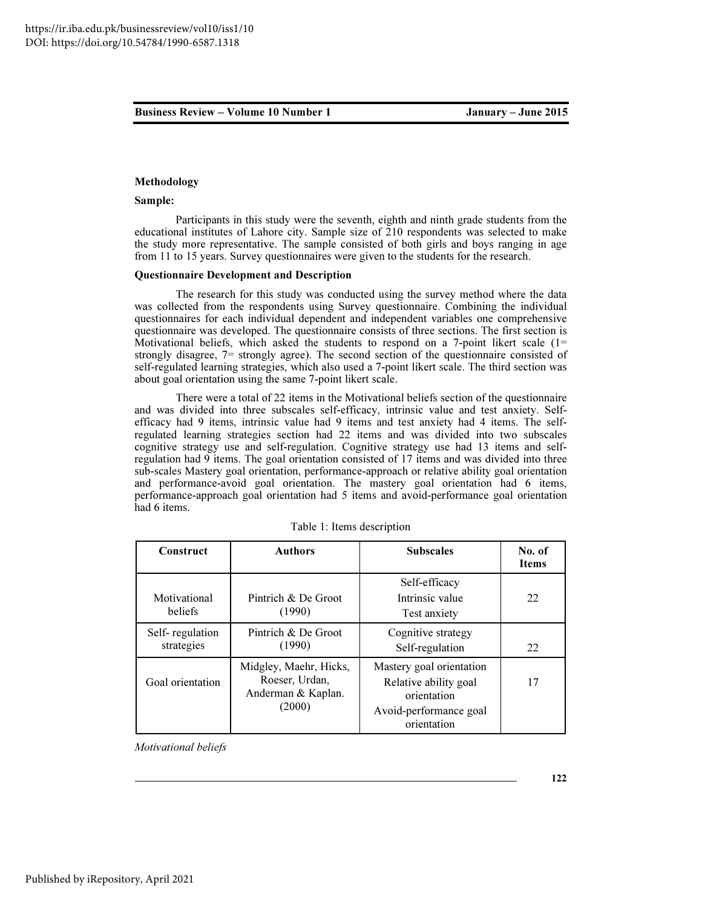## Methodology

### Sample:

Participants in this study were the seventh, eighth and ninth grade students from the educational institutes of Lahore city. Sample size of 210 respondents was selected to make the study more representative. The sample consisted of both girls and boys ranging in age from 11 to 15 years. Survey questionnaires were given to the students for the research.

### Questionnaire Development and Description

The research for this study was conducted using the survey method where the data was collected from the respondents using Survey questionnaire. Combining the individual questionnaires for each individual dependent and independent variables one comprehensive questionnaire was developed. The questionnaire consists of three sections. The first section is Motivational beliefs, which asked the students to respond on a 7-point likert scale (1= strongly disagree, 7= strongly agree). The second section of the questionnaire consisted of self-regulated learning strategies, which also used a 7-point likert scale. The third section was about goal orientation using the same 7-point likert scale.

There were a total of 22 items in the Motivational beliefs section of the questionnaire and was divided into three subscales self-efficacy, intrinsic value and test anxiety. Self-efficacy had 9 items, intrinsic value had 9 items and test anxiety had 4 items. The self-regulated learning strategies section had 22 items and was divided into two subscales cognitive strategy use and self-regulation. Cognitive strategy use had 13 items and self-regulation had 9 items. The goal orientation consisted of 17 items and was divided into three sub-scales Mastery goal orientation, performance-approach or relative ability goal orientation and performance-avoid goal orientation. The mastery goal orientation had 6 items, performance-approach goal orientation had 5 items and avoid-performance goal orientation had 6 items.

Table 1: Items description

| Construct | Authors | Subscales | No. of Items |
|---|---|---|---|
| Motivational beliefs | Pintrich & De Groot (1990) | Self-efficacy<br>Intrinsic value<br>Test anxiety | 22 |
| Self- regulation strategies | Pintrich & De Groot (1990) | Cognitive strategy<br>Self-regulation | 22 |
| Goal orientation | Midgley, Maehr, Hicks, Roeser, Urdan, Anderman & Kaplan. (2000) | Mastery goal orientation<br>Relative ability goal orientation<br>Avoid-performance goal orientation | 17 |

*Motivational beliefs*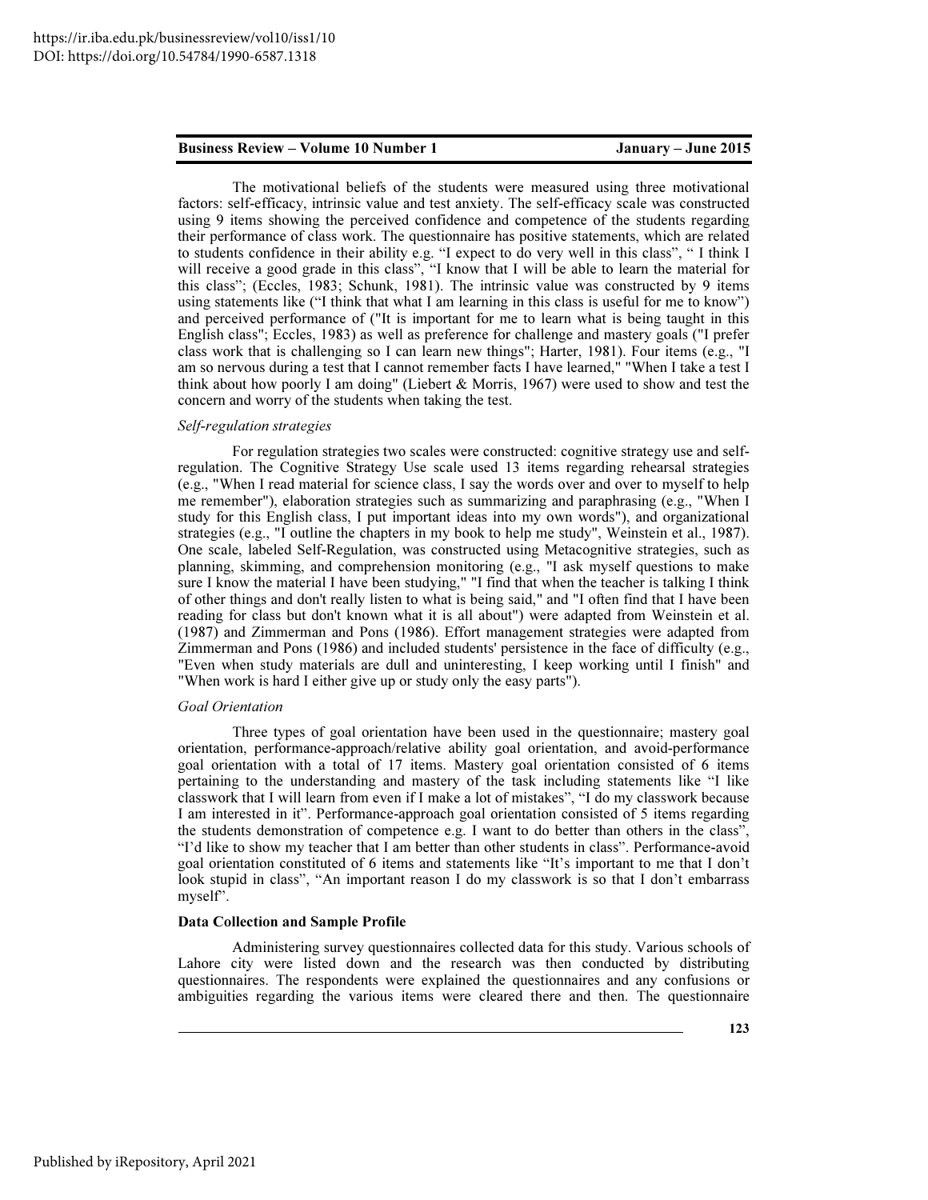The motivational beliefs of the students were measured using three motivational factors: self-efficacy, intrinsic value and test anxiety. The self-efficacy scale was constructed using 9 items showing the perceived confidence and competence of the students regarding their performance of class work. The questionnaire has positive statements, which are related to students confidence in their ability e.g. "I expect to do very well in this class", " I think I will receive a good grade in this class", "I know that I will be able to learn the material for this class"; (Eccles, 1983; Schunk, 1981). The intrinsic value was constructed by 9 items using statements like ("I think that what I am learning in this class is useful for me to know") and perceived performance of ("It is important for me to learn what is being taught in this English class"; Eccles, 1983) as well as preference for challenge and mastery goals ("I prefer class work that is challenging so I can learn new things"; Harter, 1981). Four items (e.g., "I am so nervous during a test that I cannot remember facts I have learned," "When I take a test I think about how poorly I am doing" (Liebert & Morris, 1967) were used to show and test the concern and worry of the students when taking the test.

*Self-regulation strategies*

For regulation strategies two scales were constructed: cognitive strategy use and self-regulation. The Cognitive Strategy Use scale used 13 items regarding rehearsal strategies (e.g., "When I read material for science class, I say the words over and over to myself to help me remember"), elaboration strategies such as summarizing and paraphrasing (e.g., "When I study for this English class, I put important ideas into my own words"), and organizational strategies (e.g., "I outline the chapters in my book to help me study", Weinstein et al., 1987). One scale, labeled Self-Regulation, was constructed using Metacognitive strategies, such as planning, skimming, and comprehension monitoring (e.g., "I ask myself questions to make sure I know the material I have been studying," "I find that when the teacher is talking I think of other things and don't really listen to what is being said," and "I often find that I have been reading for class but don't known what it is all about") were adapted from Weinstein et al. (1987) and Zimmerman and Pons (1986). Effort management strategies were adapted from Zimmerman and Pons (1986) and included students' persistence in the face of difficulty (e.g., "Even when study materials are dull and uninteresting, I keep working until I finish" and "When work is hard I either give up or study only the easy parts").

*Goal Orientation*

Three types of goal orientation have been used in the questionnaire; mastery goal orientation, performance-approach/relative ability goal orientation, and avoid-performance goal orientation with a total of 17 items. Mastery goal orientation consisted of 6 items pertaining to the understanding and mastery of the task including statements like "I like classwork that I will learn from even if I make a lot of mistakes", "I do my classwork because I am interested in it". Performance-approach goal orientation consisted of 5 items regarding the students demonstration of competence e.g. I want to do better than others in the class", "I'd like to show my teacher that I am better than other students in class". Performance-avoid goal orientation constituted of 6 items and statements like "It's important to me that I don't look stupid in class", "An important reason I do my classwork is so that I don't embarrass myself".

**Data Collection and Sample Profile**

Administering survey questionnaires collected data for this study. Various schools of Lahore city were listed down and the research was then conducted by distributing questionnaires. The respondents were explained the questionnaires and any confusions or ambiguities regarding the various items were cleared there and then. The questionnaire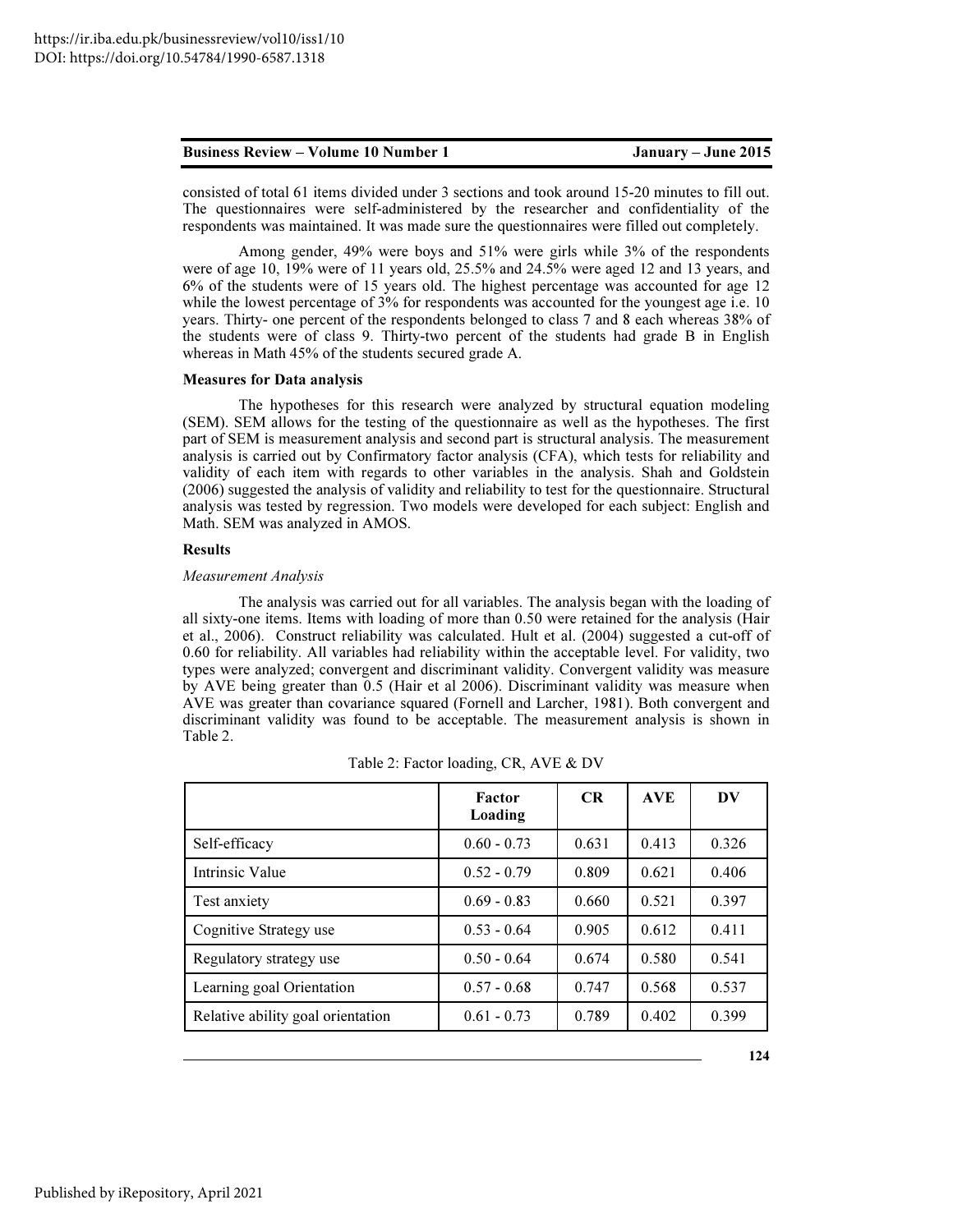consisted of total 61 items divided under 3 sections and took around 15-20 minutes to fill out. The questionnaires were self-administered by the researcher and confidentiality of the respondents was maintained. It was made sure the questionnaires were filled out completely.

Among gender, 49% were boys and 51% were girls while 3% of the respondents were of age 10, 19% were of 11 years old, 25.5% and 24.5% were aged 12 and 13 years, and 6% of the students were of 15 years old. The highest percentage was accounted for age 12 while the lowest percentage of 3% for respondents was accounted for the youngest age i.e. 10 years. Thirty- one percent of the respondents belonged to class 7 and 8 each whereas 38% of the students were of class 9. Thirty-two percent of the students had grade B in English whereas in Math 45% of the students secured grade A.

**Measures for Data analysis**

The hypotheses for this research were analyzed by structural equation modeling (SEM). SEM allows for the testing of the questionnaire as well as the hypotheses. The first part of SEM is measurement analysis and second part is structural analysis. The measurement analysis is carried out by Confirmatory factor analysis (CFA), which tests for reliability and validity of each item with regards to other variables in the analysis. Shah and Goldstein (2006) suggested the analysis of validity and reliability to test for the questionnaire. Structural analysis was tested by regression. Two models were developed for each subject: English and Math. SEM was analyzed in AMOS.

**Results**

*Measurement Analysis*

The analysis was carried out for all variables. The analysis began with the loading of all sixty-one items. Items with loading of more than 0.50 were retained for the analysis (Hair et al., 2006). Construct reliability was calculated. Hult et al. (2004) suggested a cut-off of 0.60 for reliability. All variables had reliability within the acceptable level. For validity, two types were analyzed; convergent and discriminant validity. Convergent validity was measure by AVE being greater than 0.5 (Hair et al 2006). Discriminant validity was measure when AVE was greater than covariance squared (Fornell and Larcher, 1981). Both convergent and discriminant validity was found to be acceptable. The measurement analysis is shown in Table 2.

Table 2: Factor loading, CR, AVE & DV

| | Factor Loading | CR | AVE | DV |
|---|---|---|---|---|
| Self-efficacy | 0.60 - 0.73 | 0.631 | 0.413 | 0.326 |
| Intrinsic Value | 0.52 - 0.79 | 0.809 | 0.621 | 0.406 |
| Test anxiety | 0.69 - 0.83 | 0.660 | 0.521 | 0.397 |
| Cognitive Strategy use | 0.53 - 0.64 | 0.905 | 0.612 | 0.411 |
| Regulatory strategy use | 0.50 - 0.64 | 0.674 | 0.580 | 0.541 |
| Learning goal Orientation | 0.57 - 0.68 | 0.747 | 0.568 | 0.537 |
| Relative ability goal orientation | 0.61 - 0.73 | 0.789 | 0.402 | 0.399 |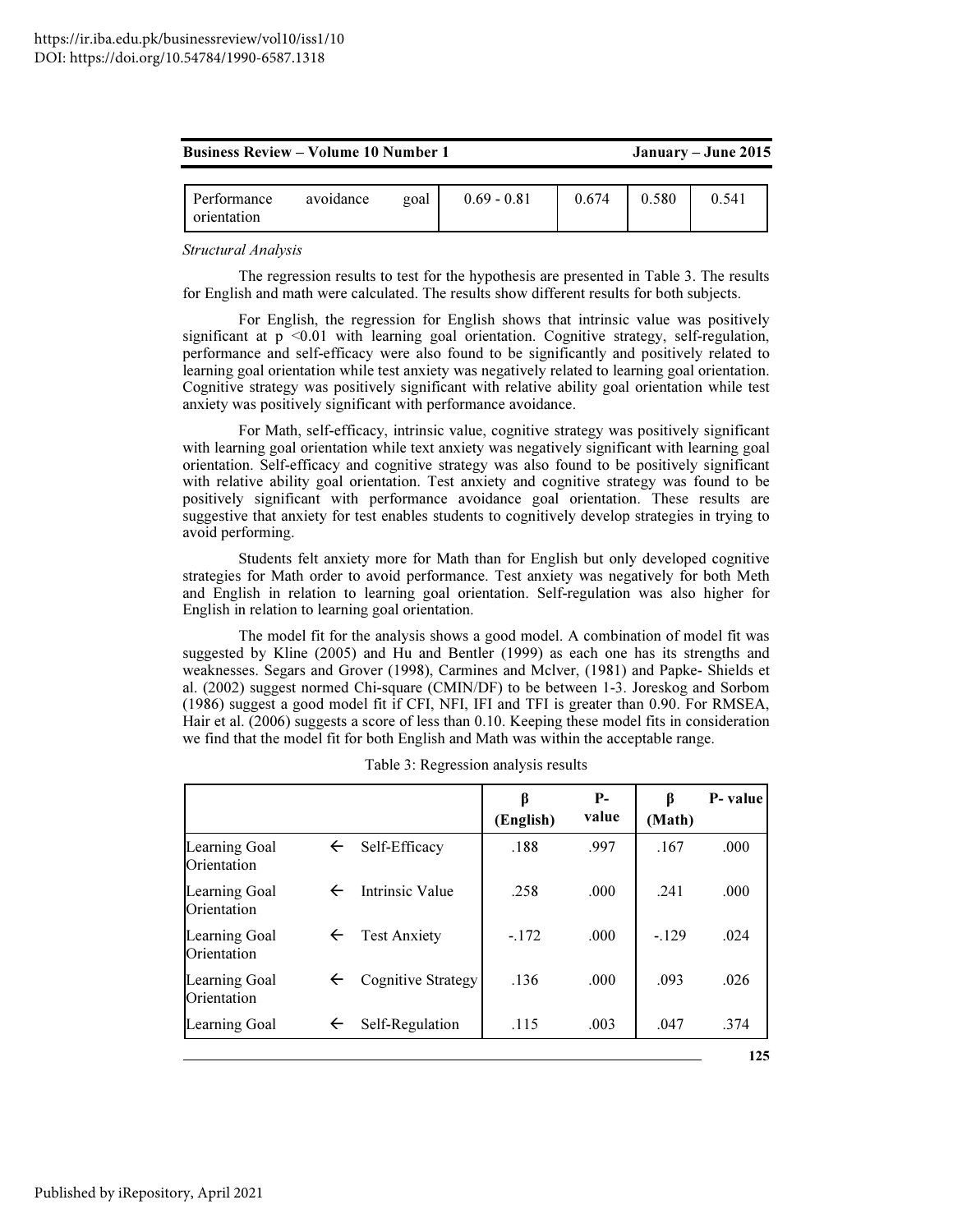| Performance avoidance goal orientation | 0.69 - 0.81 | 0.674 | 0.580 | 0.541 |
|---|---|---|---|---|

*Structural Analysis*

The regression results to test for the hypothesis are presented in Table 3. The results for English and math were calculated. The results show different results for both subjects.

For English, the regression for English shows that intrinsic value was positively significant at $p < 0.01$ with learning goal orientation. Cognitive strategy, self-regulation, performance and self-efficacy were also found to be significantly and positively related to learning goal orientation while test anxiety was negatively related to learning goal orientation. Cognitive strategy was positively significant with relative ability goal orientation while test anxiety was positively significant with performance avoidance.

For Math, self-efficacy, intrinsic value, cognitive strategy was positively significant with learning goal orientation while text anxiety was negatively significant with learning goal orientation. Self-efficacy and cognitive strategy was also found to be positively significant with relative ability goal orientation. Test anxiety and cognitive strategy was found to be positively significant with performance avoidance goal orientation. These results are suggestive that anxiety for test enables students to cognitively develop strategies in trying to avoid performing.

Students felt anxiety more for Math than for English but only developed cognitive strategies for Math order to avoid performance. Test anxiety was negatively for both Meth and English in relation to learning goal orientation. Self-regulation was also higher for English in relation to learning goal orientation.

The model fit for the analysis shows a good model. A combination of model fit was suggested by Kline (2005) and Hu and Bentler (1999) as each one has its strengths and weaknesses. Segars and Grover (1998), Carmines and Mclver, (1981) and Papke- Shields et al. (2002) suggest normed Chi-square (CMIN/DF) to be between 1-3. Joreskog and Sorbom (1986) suggest a good model fit if CFI, NFI, IFI and TFI is greater than 0.90. For RMSEA, Hair et al. (2006) suggests a score of less than 0.10. Keeping these model fits in consideration we find that the model fit for both English and Math was within the acceptable range.

Table 3: Regression analysis results

| | | | **β (English)** | **P-value** | **β (Math)** | **P- value** |
|---|---|---|---|---|---|---|
| Learning Goal Orientation | ← | Self-Efficacy | .188 | .997 | .167 | .000 |
| Learning Goal Orientation | ← | Intrinsic Value | .258 | .000 | .241 | .000 |
| Learning Goal Orientation | ← | Test Anxiety | -.172 | .000 | -.129 | .024 |
| Learning Goal Orientation | ← | Cognitive Strategy | .136 | .000 | .093 | .026 |
| Learning Goal | ← | Self-Regulation | .115 | .003 | .047 | .374 |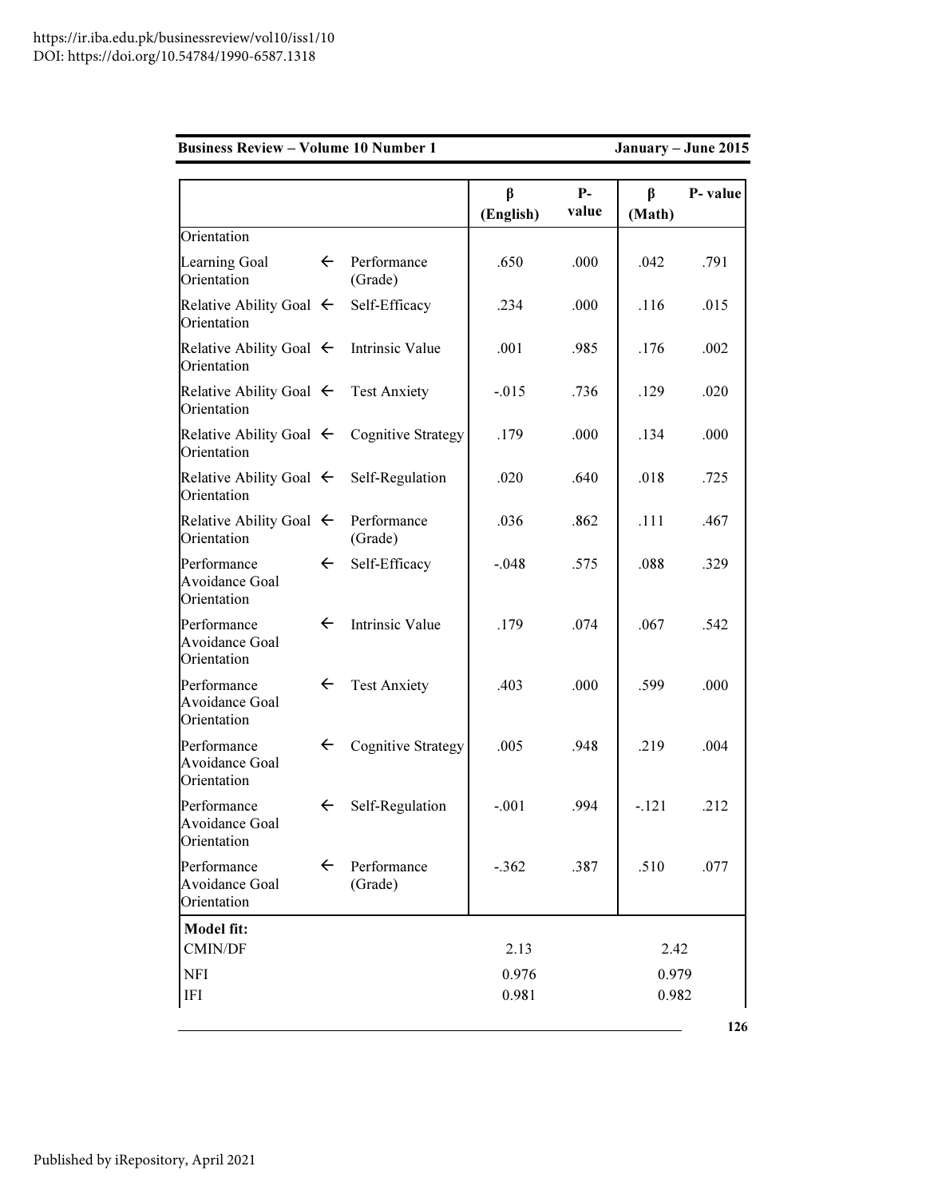| | | | β (English) | P-value | β (Math) | P- value |
|---|---|---|---|---|---|---|
| Orientation | | | | | | |
| Learning Goal Orientation | ← | Performance (Grade) | .650 | .000 | .042 | .791 |
| Relative Ability Goal Orientation | ← | Self-Efficacy | .234 | .000 | .116 | .015 |
| Relative Ability Goal Orientation | ← | Intrinsic Value | .001 | .985 | .176 | .002 |
| Relative Ability Goal Orientation | ← | Test Anxiety | -.015 | .736 | .129 | .020 |
| Relative Ability Goal Orientation | ← | Cognitive Strategy | .179 | .000 | .134 | .000 |
| Relative Ability Goal Orientation | ← | Self-Regulation | .020 | .640 | .018 | .725 |
| Relative Ability Goal Orientation | ← | Performance (Grade) | .036 | .862 | .111 | .467 |
| Performance Avoidance Goal Orientation | ← | Self-Efficacy | -.048 | .575 | .088 | .329 |
| Performance Avoidance Goal Orientation | ← | Intrinsic Value | .179 | .074 | .067 | .542 |
| Performance Avoidance Goal Orientation | ← | Test Anxiety | .403 | .000 | .599 | .000 |
| Performance Avoidance Goal Orientation | ← | Cognitive Strategy | .005 | .948 | .219 | .004 |
| Performance Avoidance Goal Orientation | ← | Self-Regulation | -.001 | .994 | -.121 | .212 |
| Performance Avoidance Goal Orientation | ← | Performance (Grade) | -.362 | .387 | .510 | .077 |
| **Model fit:** | | | | | | |
| CMIN/DF | | | 2.13 | | 2.42 | |
| NFI | | | 0.976 | | 0.979 | |
| IFI | | | 0.981 | | 0.982 | |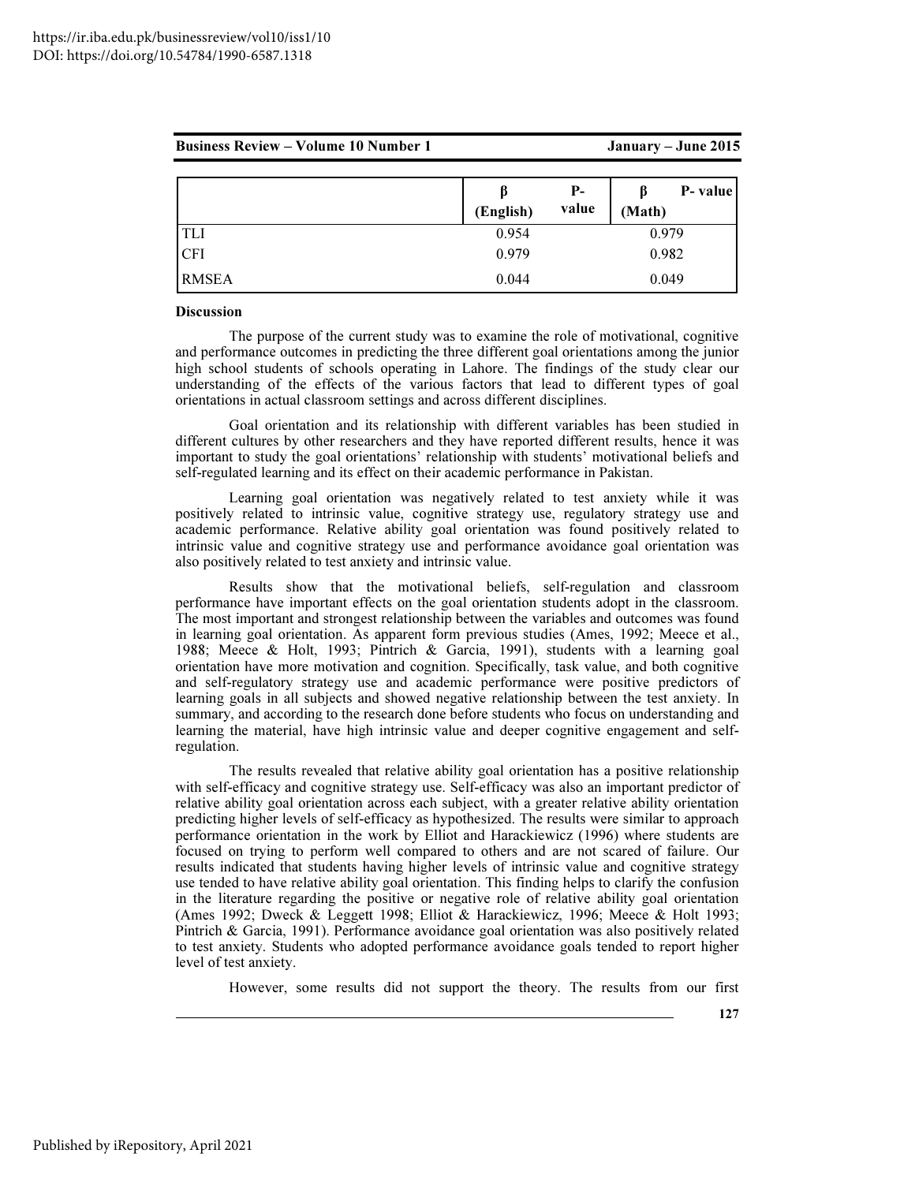| | β (English) | P-value | β (Math) | P- value |
|---|---|---|---|---|
| TLI | 0.954 | | 0.979 | |
| CFI | 0.979 | | 0.982 | |
| RMSEA | 0.044 | | 0.049 | |

**Discussion**

The purpose of the current study was to examine the role of motivational, cognitive and performance outcomes in predicting the three different goal orientations among the junior high school students of schools operating in Lahore. The findings of the study clear our understanding of the effects of the various factors that lead to different types of goal orientations in actual classroom settings and across different disciplines.

Goal orientation and its relationship with different variables has been studied in different cultures by other researchers and they have reported different results, hence it was important to study the goal orientations' relationship with students' motivational beliefs and self-regulated learning and its effect on their academic performance in Pakistan.

Learning goal orientation was negatively related to test anxiety while it was positively related to intrinsic value, cognitive strategy use, regulatory strategy use and academic performance. Relative ability goal orientation was found positively related to intrinsic value and cognitive strategy use and performance avoidance goal orientation was also positively related to test anxiety and intrinsic value.

Results show that the motivational beliefs, self-regulation and classroom performance have important effects on the goal orientation students adopt in the classroom. The most important and strongest relationship between the variables and outcomes was found in learning goal orientation. As apparent form previous studies (Ames, 1992; Meece et al., 1988; Meece & Holt, 1993; Pintrich & Garcia, 1991), students with a learning goal orientation have more motivation and cognition. Specifically, task value, and both cognitive and self-regulatory strategy use and academic performance were positive predictors of learning goals in all subjects and showed negative relationship between the test anxiety. In summary, and according to the research done before students who focus on understanding and learning the material, have high intrinsic value and deeper cognitive engagement and self-regulation.

The results revealed that relative ability goal orientation has a positive relationship with self-efficacy and cognitive strategy use. Self-efficacy was also an important predictor of relative ability goal orientation across each subject, with a greater relative ability orientation predicting higher levels of self-efficacy as hypothesized. The results were similar to approach performance orientation in the work by Elliot and Harackiewicz (1996) where students are focused on trying to perform well compared to others and are not scared of failure. Our results indicated that students having higher levels of intrinsic value and cognitive strategy use tended to have relative ability goal orientation. This finding helps to clarify the confusion in the literature regarding the positive or negative role of relative ability goal orientation (Ames 1992; Dweck & Leggett 1998; Elliot & Harackiewicz, 1996; Meece & Holt 1993; Pintrich & Garcia, 1991). Performance avoidance goal orientation was also positively related to test anxiety. Students who adopted performance avoidance goals tended to report higher level of test anxiety.

However, some results did not support the theory. The results from our first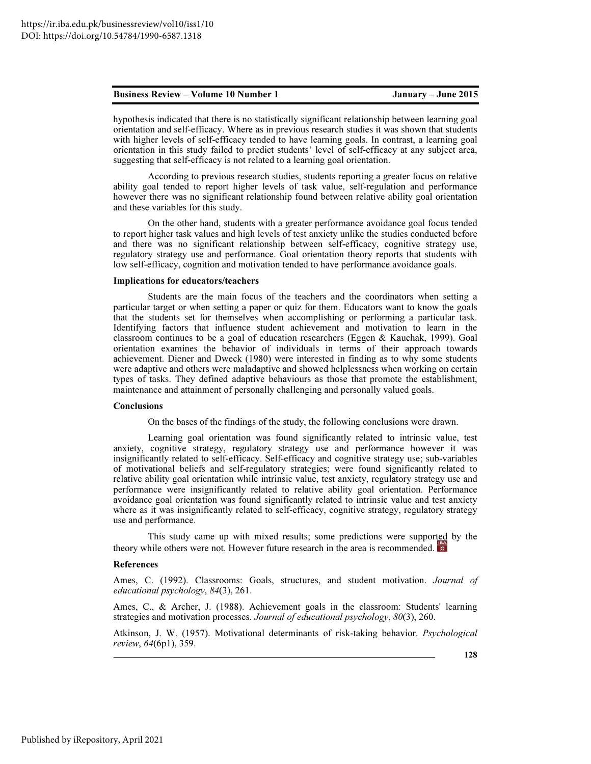hypothesis indicated that there is no statistically significant relationship between learning goal orientation and self-efficacy. Where as in previous research studies it was shown that students with higher levels of self-efficacy tended to have learning goals. In contrast, a learning goal orientation in this study failed to predict students' level of self-efficacy at any subject area, suggesting that self-efficacy is not related to a learning goal orientation.

According to previous research studies, students reporting a greater focus on relative ability goal tended to report higher levels of task value, self-regulation and performance however there was no significant relationship found between relative ability goal orientation and these variables for this study.

On the other hand, students with a greater performance avoidance goal focus tended to report higher task values and high levels of test anxiety unlike the studies conducted before and there was no significant relationship between self-efficacy, cognitive strategy use, regulatory strategy use and performance. Goal orientation theory reports that students with low self-efficacy, cognition and motivation tended to have performance avoidance goals.

**Implications for educators/teachers**

Students are the main focus of the teachers and the coordinators when setting a particular target or when setting a paper or quiz for them. Educators want to know the goals that the students set for themselves when accomplishing or performing a particular task. Identifying factors that influence student achievement and motivation to learn in the classroom continues to be a goal of education researchers (Eggen & Kauchak, 1999). Goal orientation examines the behavior of individuals in terms of their approach towards achievement. Diener and Dweck (1980) were interested in finding as to why some students were adaptive and others were maladaptive and showed helplessness when working on certain types of tasks. They defined adaptive behaviours as those that promote the establishment, maintenance and attainment of personally challenging and personally valued goals.

**Conclusions**

On the bases of the findings of the study, the following conclusions were drawn.

Learning goal orientation was found significantly related to intrinsic value, test anxiety, cognitive strategy, regulatory strategy use and performance however it was insignificantly related to self-efficacy. Self-efficacy and cognitive strategy use; sub-variables of motivational beliefs and self-regulatory strategies; were found significantly related to relative ability goal orientation while intrinsic value, test anxiety, regulatory strategy use and performance were insignificantly related to relative ability goal orientation. Performance avoidance goal orientation was found significantly related to intrinsic value and test anxiety where as it was insignificantly related to self-efficacy, cognitive strategy, regulatory strategy use and performance.

This study came up with mixed results; some predictions were supported by the theory while others were not. However future research in the area is recommended.

**References**

Ames, C. (1992). Classrooms: Goals, structures, and student motivation. *Journal of educational psychology*, *84*(3), 261.

Ames, C., & Archer, J. (1988). Achievement goals in the classroom: Students' learning strategies and motivation processes. *Journal of educational psychology*, *80*(3), 260.

Atkinson, J. W. (1957). Motivational determinants of risk-taking behavior. *Psychological review*, *64*(6p1), 359.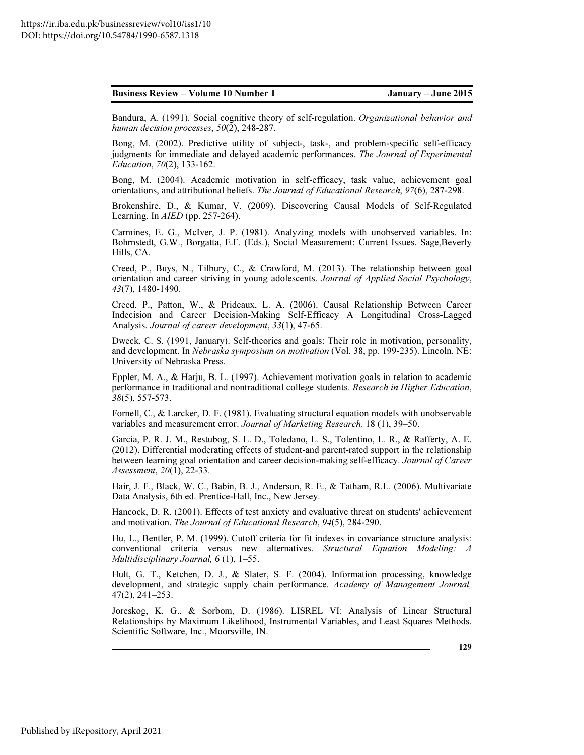Bandura, A. (1991). Social cognitive theory of self-regulation. *Organizational behavior and human decision processes*, *50*(2), 248-287.

Bong, M. (2002). Predictive utility of subject-, task-, and problem-specific self-efficacy judgments for immediate and delayed academic performances. *The Journal of Experimental Education*, *70*(2), 133-162.

Bong, M. (2004). Academic motivation in self-efficacy, task value, achievement goal orientations, and attributional beliefs. *The Journal of Educational Research*, *97*(6), 287-298.

Brokenshire, D., & Kumar, V. (2009). Discovering Causal Models of Self-Regulated Learning. In *AIED* (pp. 257-264).

Carmines, E. G., McIver, J. P. (1981). Analyzing models with unobserved variables. In: Bohrnstedt, G.W., Borgatta, E.F. (Eds.), Social Measurement: Current Issues. Sage,Beverly Hills, CA.

Creed, P., Buys, N., Tilbury, C., & Crawford, M. (2013). The relationship between goal orientation and career striving in young adolescents. *Journal of Applied Social Psychology*, *43*(7), 1480-1490.

Creed, P., Patton, W., & Prideaux, L. A. (2006). Causal Relationship Between Career Indecision and Career Decision-Making Self-Efficacy A Longitudinal Cross-Lagged Analysis. *Journal of career development*, *33*(1), 47-65.

Dweck, C. S. (1991, January). Self-theories and goals: Their role in motivation, personality, and development. In *Nebraska symposium on motivation* (Vol. 38, pp. 199-235). Lincoln, NE: University of Nebraska Press.

Eppler, M. A., & Harju, B. L. (1997). Achievement motivation goals in relation to academic performance in traditional and nontraditional college students. *Research in Higher Education*, *38*(5), 557-573.

Fornell, C., & Larcker, D. F. (1981). Evaluating structural equation models with unobservable variables and measurement error. *Journal of Marketing Research,* 18 (1), 39–50.

Garcia, P. R. J. M., Restubog, S. L. D., Toledano, L. S., Tolentino, L. R., & Rafferty, A. E. (2012). Differential moderating effects of student-and parent-rated support in the relationship between learning goal orientation and career decision-making self-efficacy. *Journal of Career Assessment*, *20*(1), 22-33.

Hair, J. F., Black, W. C., Babin, B. J., Anderson, R. E., & Tatham, R.L. (2006). Multivariate Data Analysis, 6th ed. Prentice-Hall, Inc., New Jersey.

Hancock, D. R. (2001). Effects of test anxiety and evaluative threat on students' achievement and motivation. *The Journal of Educational Research*, *94*(5), 284-290.

Hu, L., Bentler, P. M. (1999). Cutoff criteria for fit indexes in covariance structure analysis: conventional criteria versus new alternatives. *Structural Equation Modeling: A Multidisciplinary Journal,* 6 (1), 1–55.

Hult, G. T., Ketchen, D. J., & Slater, S. F. (2004). Information processing, knowledge development, and strategic supply chain performance. *Academy of Management Journal,* 47(2), 241–253.

Joreskog, K. G., & Sorbom, D. (1986). LISREL VI: Analysis of Linear Structural Relationships by Maximum Likelihood, Instrumental Variables, and Least Squares Methods. Scientific Software, Inc., Moorsville, IN.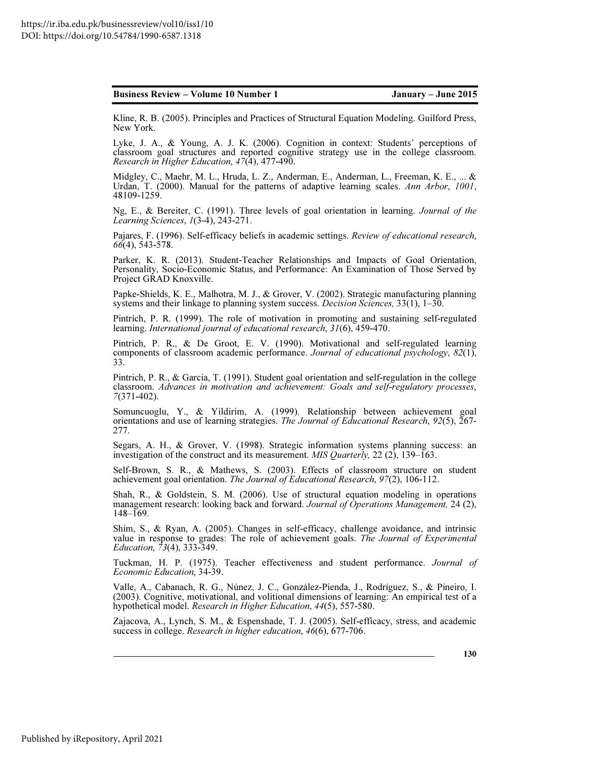Kline, R. B. (2005). Principles and Practices of Structural Equation Modeling. Guilford Press, New York.

Lyke, J. A., & Young, A. J. K. (2006). Cognition in context: Students' perceptions of classroom goal structures and reported cognitive strategy use in the college classroom. *Research in Higher Education*, *47*(4), 477-490.

Midgley, C., Maehr, M. L., Hruda, L. Z., Anderman, E., Anderman, L., Freeman, K. E., ... & Urdan, T. (2000). Manual for the patterns of adaptive learning scales. *Ann Arbor*, *1001*, 48109-1259.

Ng, E., & Bereiter, C. (1991). Three levels of goal orientation in learning. *Journal of the Learning Sciences*, *1*(3-4), 243-271.

Pajares, F. (1996). Self-efficacy beliefs in academic settings. *Review of educational research*, *66*(4), 543-578.

Parker, K. R. (2013). Student-Teacher Relationships and Impacts of Goal Orientation, Personality, Socio-Economic Status, and Performance: An Examination of Those Served by Project GRAD Knoxville.

Papke-Shields, K. E., Malhotra, M. J., & Grover, V. (2002). Strategic manufacturing planning systems and their linkage to planning system success. *Decision Sciences,* 33(1), 1–30.

Pintrich, P. R. (1999). The role of motivation in promoting and sustaining self-regulated learning. *International journal of educational research*, *31*(6), 459-470.

Pintrich, P. R., & De Groot, E. V. (1990). Motivational and self-regulated learning components of classroom academic performance. *Journal of educational psychology*, *82*(1), 33.

Pintrich, P. R., & Garcia, T. (1991). Student goal orientation and self-regulation in the college classroom. *Advances in motivation and achievement: Goals and self-regulatory processes*, *7*(371-402).

Somuncuoglu, Y., & Yildirim, A. (1999). Relationship between achievement goal orientations and use of learning strategies. *The Journal of Educational Research*, *92*(5), 267-277.

Segars, A. H., & Grover, V. (1998). Strategic information systems planning success: an investigation of the construct and its measurement. *MIS Quarterly,* 22 (2), 139–163.

Self-Brown, S. R., & Mathews, S. (2003). Effects of classroom structure on student achievement goal orientation. *The Journal of Educational Research*, *97*(2), 106-112.

Shah, R., & Goldstein, S. M. (2006). Use of structural equation modeling in operations management research: looking back and forward. *Journal of Operations Management,* 24 (2), 148–169.

Shim, S., & Ryan, A. (2005). Changes in self-efficacy, challenge avoidance, and intrinsic value in response to grades: The role of achievement goals. *The Journal of Experimental Education*, *73*(4), 333-349.

Tuckman, H. P. (1975). Teacher effectiveness and student performance. *Journal of Economic Education*, 34-39.

Valle, A., Cabanach, R. G., Núnez, J. C., González-Pienda, J., Rodríguez, S., & Pineiro, I. (2003). Cognitive, motivational, and volitional dimensions of learning: An empirical test of a hypothetical model. *Research in Higher Education*, *44*(5), 557-580.

Zajacova, A., Lynch, S. M., & Espenshade, T. J. (2005). Self-efficacy, stress, and academic success in college. *Research in higher education*, *46*(6), 677-706.